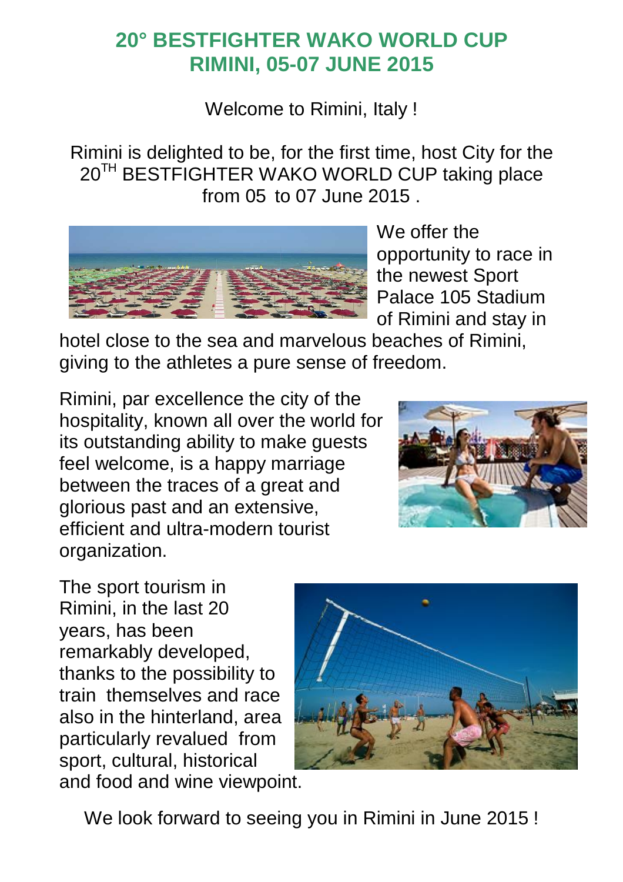# 20° BESTFIGHTER WAKO WORLD CUP
# RIMINI, 05-07 JUNE 2015

Welcome to Rimini, Italy !

Rimini is delighted to be, for the first time, host City for the 20TH BESTFIGHTER WAKO WORLD CUP taking place from 05 to 07 June 2015 .

We offer the opportunity to race in the newest Sport Palace 105 Stadium of Rimini and stay in hotel close to the sea and marvelous beaches of Rimini, giving to the athletes a pure sense of freedom.

Rimini, par excellence the city of the hospitality, known all over the world for its outstanding ability to make guests feel welcome, is a happy marriage between the traces of a great and glorious past and an extensive, efficient and ultra-modern tourist organization.

The sport tourism in Rimini, in the last 20 years, has been remarkably developed, thanks to the possibility to train themselves and race also in the hinterland, area particularly revalued from sport, cultural, historical and food and wine viewpoint.

We look forward to seeing you in Rimini in June 2015 !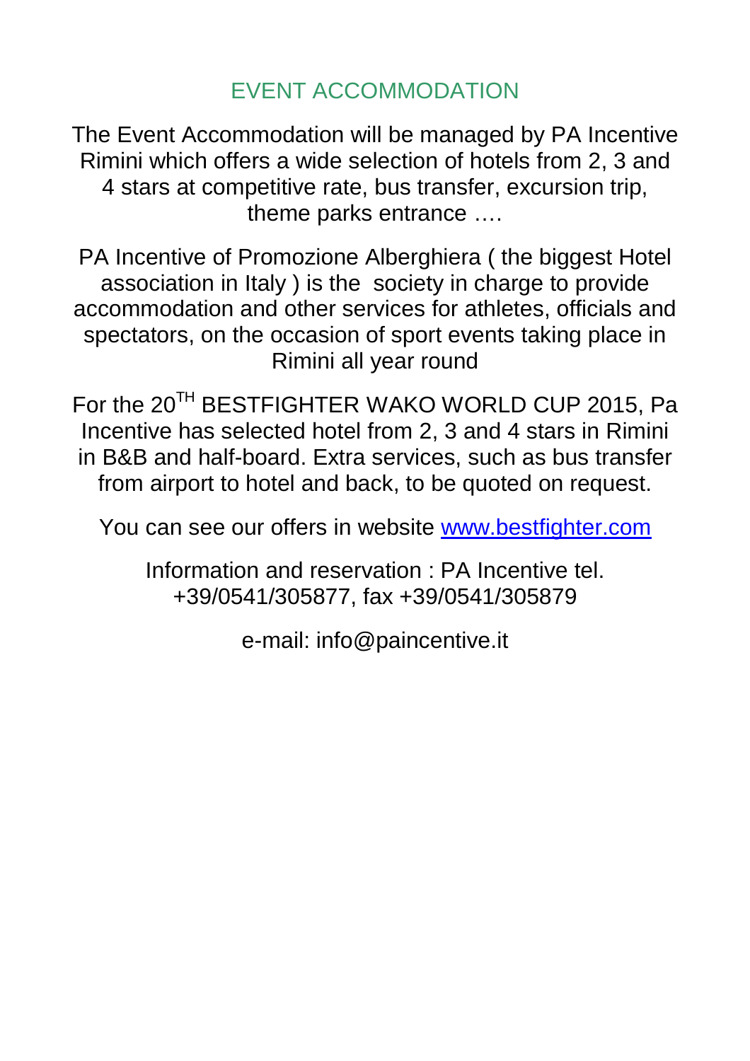## EVENT ACCOMMODATION

The Event Accommodation will be managed by PA Incentive Rimini which offers a wide selection of hotels from 2, 3 and 4 stars at competitive rate, bus transfer, excursion trip, theme parks entrance ….

PA Incentive of Promozione Alberghiera ( the biggest Hotel association in Italy ) is the society in charge to provide accommodation and other services for athletes, officials and spectators, on the occasion of sport events taking place in Rimini all year round

For the 20TH BESTFIGHTER WAKO WORLD CUP 2015, Pa Incentive has selected hotel from 2, 3 and 4 stars in Rimini in B&B and half-board. Extra services, such as bus transfer from airport to hotel and back, to be quoted on request.

You can see our offers in website [www.bestfighter.com](http://www.bestfighter.com)

Information and reservation : PA Incentive tel. +39/0541/305877, fax +39/0541/305879

e-mail: info@paincentive.it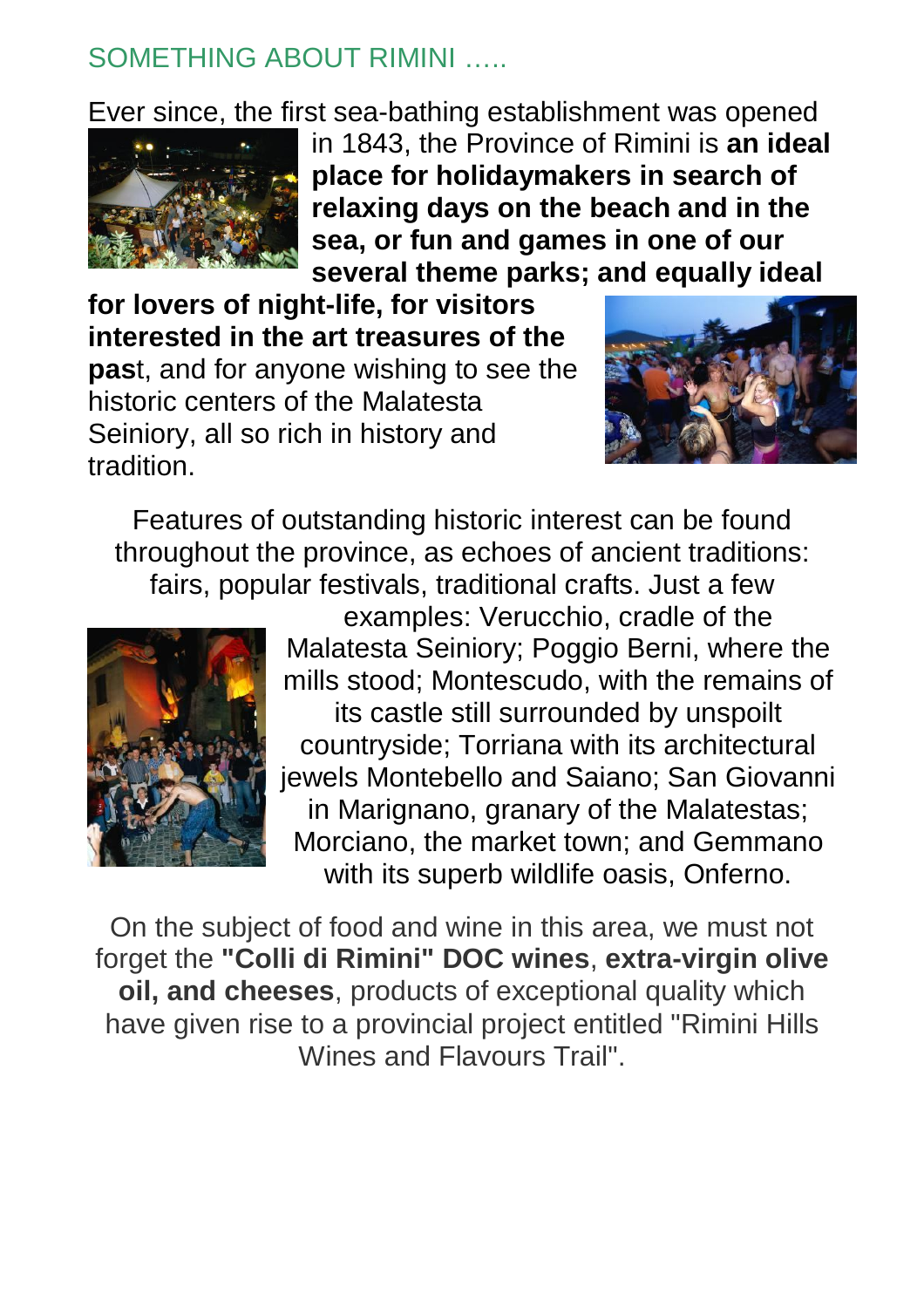## SOMETHING ABOUT RIMINI .....

Ever since, the first sea-bathing establishment was opened in 1843, the Province of Rimini is **an ideal place for holidaymakers in search of relaxing days on the beach and in the sea, or fun and games in one of our several theme parks; and equally ideal for lovers of night-life, for visitors interested in the art treasures of the pas**t, and for anyone wishing to see the historic centers of the Malatesta Seiniory, all so rich in history and tradition.

Features of outstanding historic interest can be found throughout the province, as echoes of ancient traditions: fairs, popular festivals, traditional crafts. Just a few examples: Verucchio, cradle of the Malatesta Seiniory; Poggio Berni, where the mills stood; Montescudo, with the remains of its castle still surrounded by unspoilt countryside; Torriana with its architectural jewels Montebello and Saiano; San Giovanni in Marignano, granary of the Malatestas; Morciano, the market town; and Gemmano with its superb wildlife oasis, Onferno.

On the subject of food and wine in this area, we must not forget the **"Colli di Rimini" DOC wines**, **extra-virgin olive oil, and cheeses**, products of exceptional quality which have given rise to a provincial project entitled "Rimini Hills Wines and Flavours Trail".